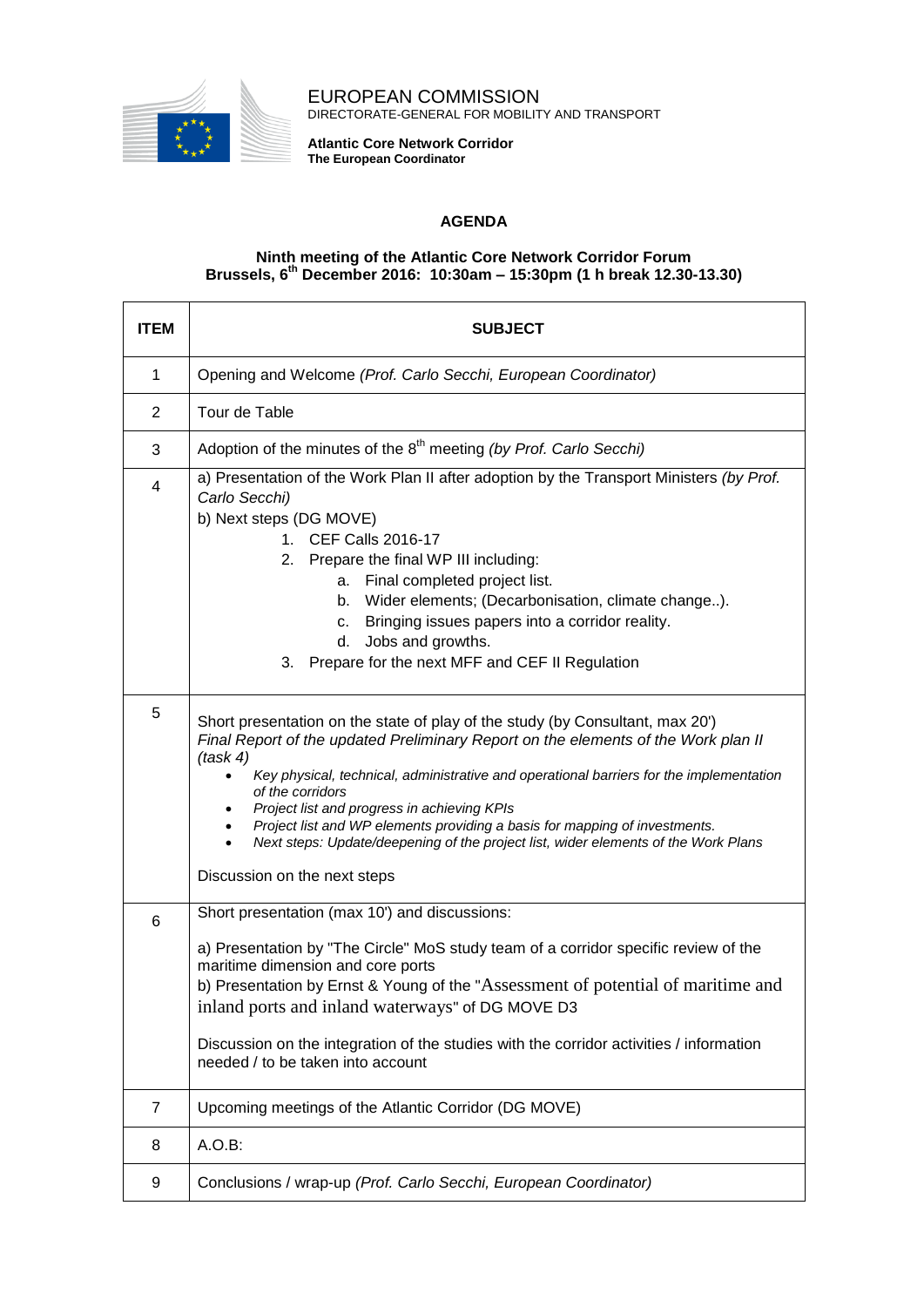EUROPEAN COMMISSION
DIRECTORATE-GENERAL FOR MOBILITY AND TRANSPORT

**Atlantic Core Network Corridor**
**The European Coordinator**

## AGENDA

### Ninth meeting of the Atlantic Core Network Corridor Forum
### Brussels, 6th December 2016: 10:30am – 15:30pm (1 h break 12.30-13.30)

| ITEM | SUBJECT |
|---|---|
| 1 | Opening and Welcome *(Prof. Carlo Secchi, European Coordinator)* |
| 2 | Tour de Table |
| 3 | Adoption of the minutes of the 8th meeting *(by Prof. Carlo Secchi)* |
| 4 | a) Presentation of the Work Plan II after adoption by the Transport Ministers *(by Prof. Carlo Secchi)*<br>b) Next steps (DG MOVE)<br>1. CEF Calls 2016-17<br>2. Prepare the final WP III including:<br>a. Final completed project list.<br>b. Wider elements; (Decarbonisation, climate change..).<br>c. Bringing issues papers into a corridor reality.<br>d. Jobs and growths.<br>3. Prepare for the next MFF and CEF II Regulation |
| 5 | Short presentation on the state of play of the study (by Consultant, max 20')<br>*Final Report of the updated Preliminary Report on the elements of the Work plan II (task 4)*<br>• *Key physical, technical, administrative and operational barriers for the implementation of the corridors*<br>• *Project list and progress in achieving KPIs*<br>• *Project list and WP elements providing a basis for mapping of investments.*<br>• *Next steps: Update/deepening of the project list, wider elements of the Work Plans*<br><br>Discussion on the next steps |
| 6 | Short presentation (max 10') and discussions:<br><br>a) Presentation by "The Circle" MoS study team of a corridor specific review of the maritime dimension and core ports<br>b) Presentation by Ernst & Young of the "Assessment of potential of maritime and inland ports and inland waterways" of DG MOVE D3<br><br>Discussion on the integration of the studies with the corridor activities / information needed / to be taken into account |
| 7 | Upcoming meetings of the Atlantic Corridor (DG MOVE) |
| 8 | A.O.B: |
| 9 | Conclusions / wrap-up *(Prof. Carlo Secchi, European Coordinator)* |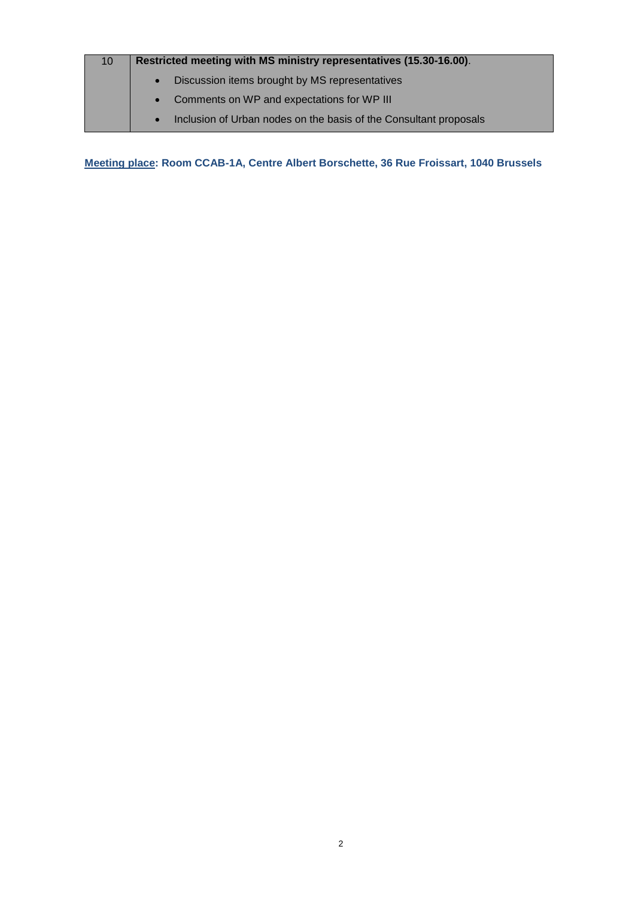| | |
|---|---|
| 10 | **Restricted meeting with MS ministry representatives (15.30-16.00)**.<br>• Discussion items brought by MS representatives<br>• Comments on WP and expectations for WP III<br>• Inclusion of Urban nodes on the basis of the Consultant proposals |

**Meeting place: Room CCAB-1A, Centre Albert Borschette, 36 Rue Froissart, 1040 Brussels**